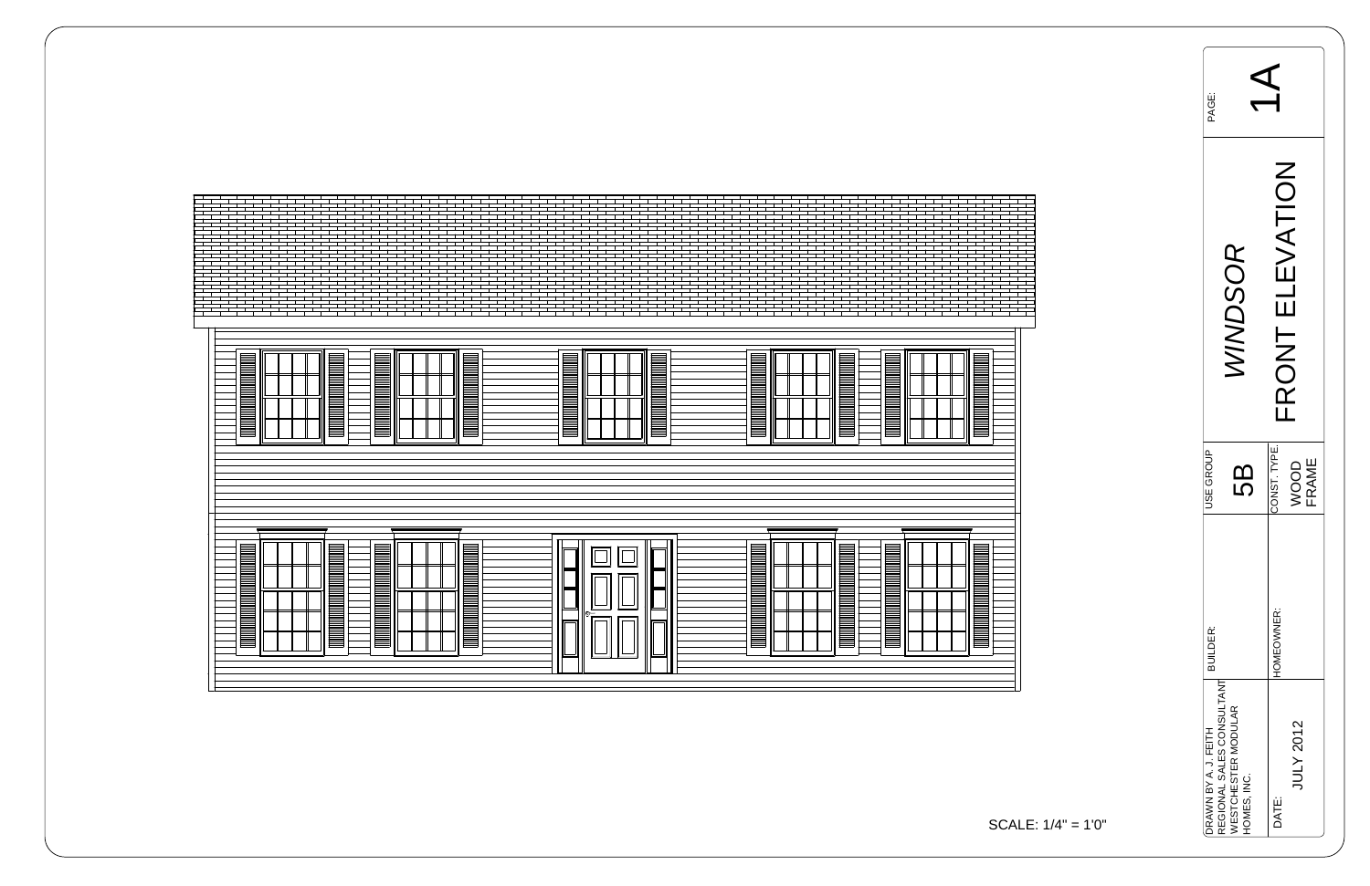SCALE: 1/4" = 1'0"

| | |
|---|---|
| PAGE: | 1A |
| *WINDSOR* | FRONT ELEVATION |
| USE GROUP | 5B |
| CONST. TYPE: | WOOD FRAME |
| BUILDER: | |
| HOMEOWNER: | |
| DRAWN BY A. J. FEITH REGIONAL SALES CONSULTANT WESTCHESTER MODULAR HOMES, INC. | |
| DATE: | JULY 2012 |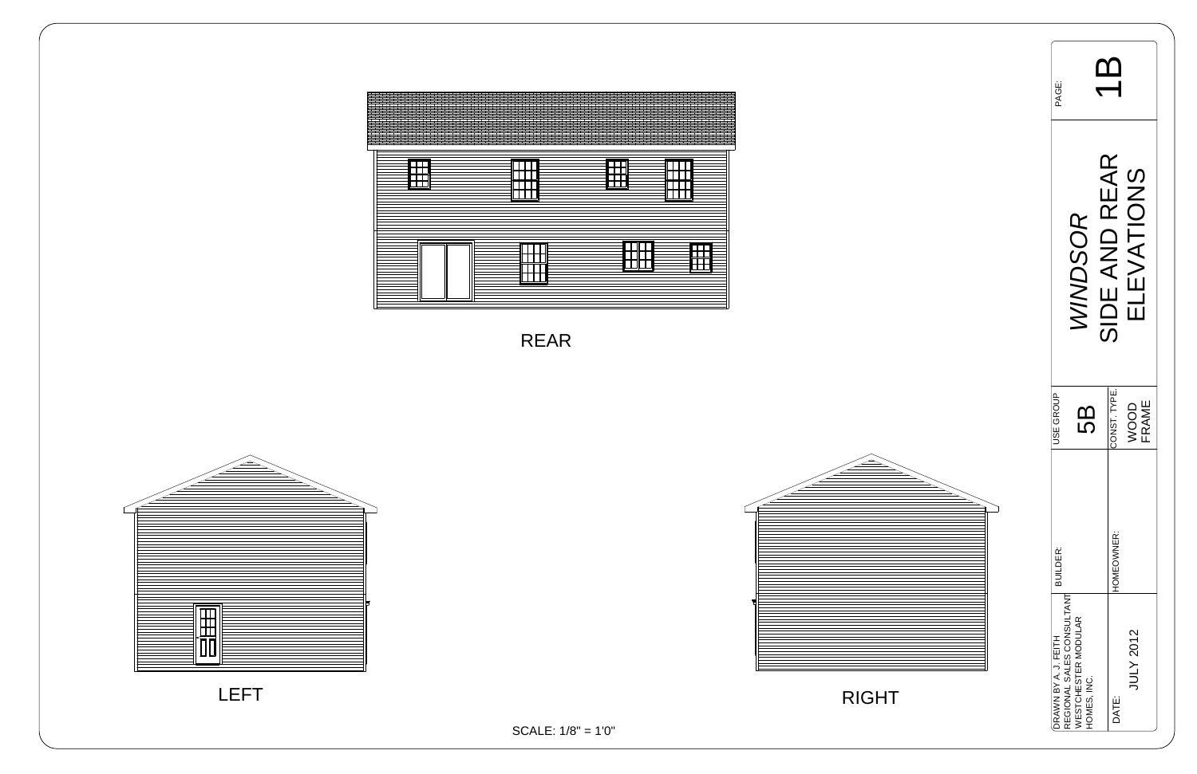REAR

LEFT

RIGHT

SCALE: 1/8" = 1'0"

| | |
|---|---|
| PAGE: | 1B |
| *WINDSOR* SIDE AND REAR ELEVATIONS | |
| USE GROUP | 5B |
| CONST. TYPE: | WOOD FRAME |
| BUILDER: | |
| HOMEOWNER: | |
| DRAWN BY A. J. FEITH REGIONAL SALES CONSULTANT WESTCHESTER MODULAR HOMES, INC. | |
| DATE: | JULY 2012 |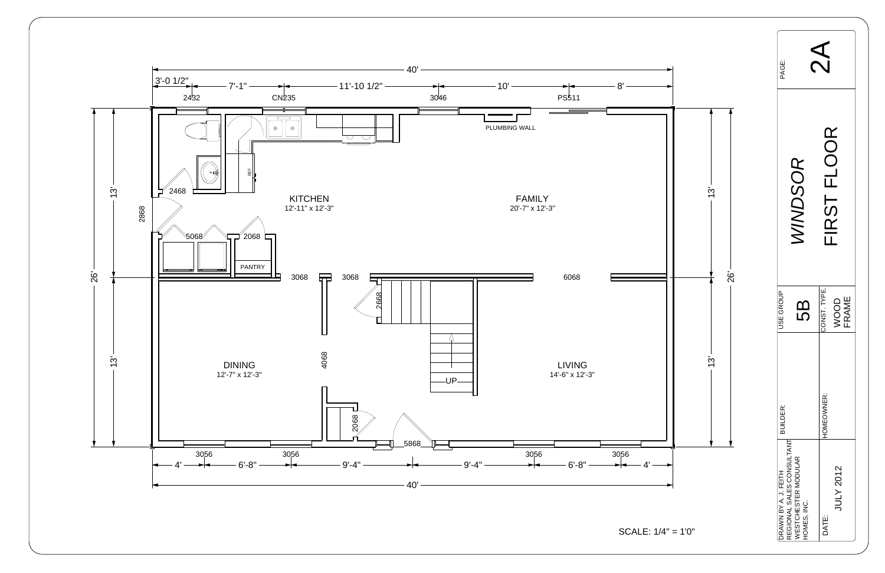# WINDSOR FIRST FLOOR

PAGE: 2A

**Overall dimensions:** 40' x 26'

**Top dimensions:** 3'-0 1/2" | 7'-1" | 11'-10 1/2" | 10' | 8'

**Top windows/doors:** 2432 | CN235 | 3046 | PS511

**Bottom dimensions:** 4' | 6'-8" | 9'-4" | 9'-4" | 6'-8" | 4'

**Bottom windows/doors:** 3056 | 3056 | 5868 | 3056 | 3056

**Side dimensions:** 13' | 13' (26')

| Room | Size |
| --- | --- |
| KITCHEN | 12'-11" x 12'-3" |
| FAMILY | 20'-7" x 12'-3" |
| DINING | 12'-7" x 12'-3" |
| LIVING | 14'-6" x 12'-3" |

Other labels: PLUMBING WALL, PANTRY, REF, UP, 2468, 2868, 5068, 2068, 3068, 3068, 6068, 2668, 4068, 2068

SCALE: 1/4" = 1'0"

DRAWN BY A. J. FEITH
REGIONAL SALES CONSULTANT
WESTCHESTER MODULAR HOMES, INC.

BUILDER:

HOMEOWNER:

USE GROUP: 5B

CONST. TYPE: WOOD FRAME

DATE: JULY 2012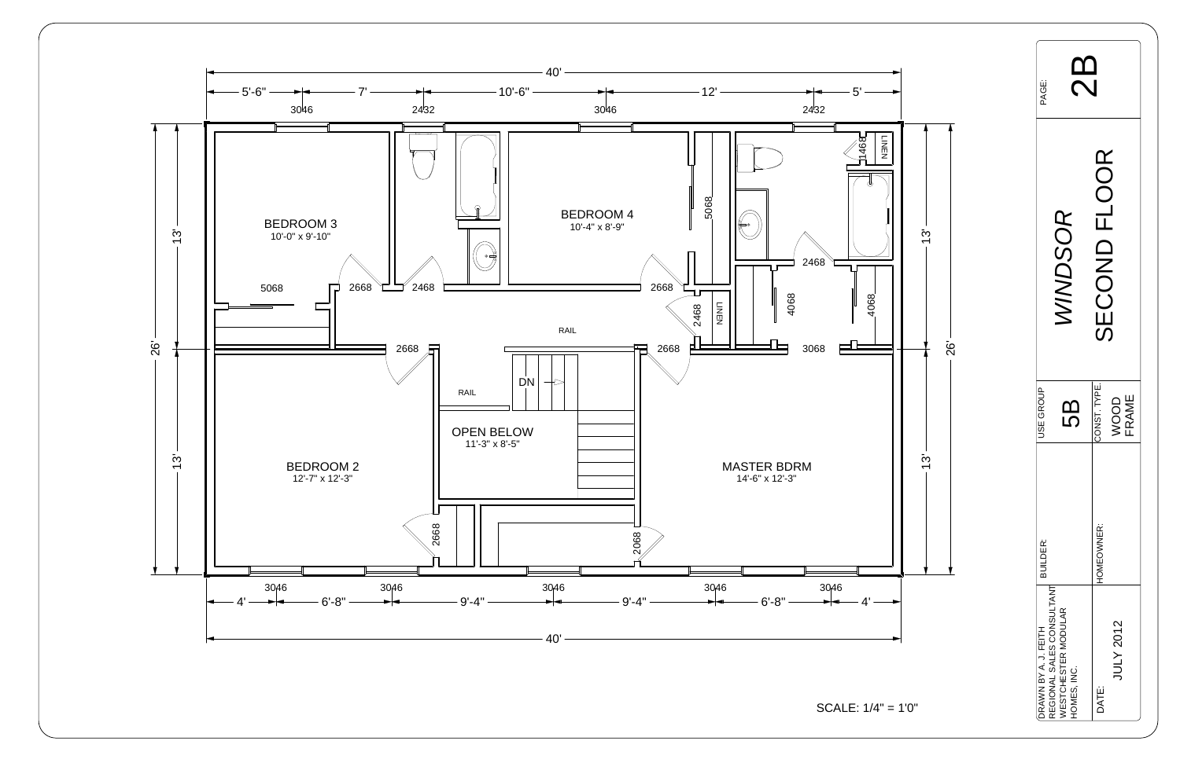# WINDSOR SECOND FLOOR

PAGE: 2B

BEDROOM 3
10'-0" x 9'-10"

BEDROOM 4
10'-4" x 8'-9"

BEDROOM 2
12'-7" x 12'-3"

OPEN BELOW
11'-3" x 8'-5"

MASTER BDRM
14'-6" x 12'-3"

LINEN

LINEN

RAIL

RAIL

DN

40'

5'-6" 7' 10'-6" 12' 5'

3046 2432 3046 2432

13' 13' 26'

5068 2668 2468 2668 2668 2668 2468 5068 1468 2468 4068 4068 3068 2668 2068

3046 3046 3046 3046 3046

4' 6'-8" 9'-4" 9'-4" 6'-8" 4'

SCALE: 1/4" = 1'0"

| | |
|---|---|
| USE GROUP | 5B |
| CONST. TYPE. | WOOD FRAME |
| BUILDER: | |
| HOMEOWNER: | |
| DATE: | JULY 2012 |

DRAWN BY A. J. FEITH
REGIONAL SALES CONSULTANT
WESTCHESTER MODULAR
HOMES, INC.